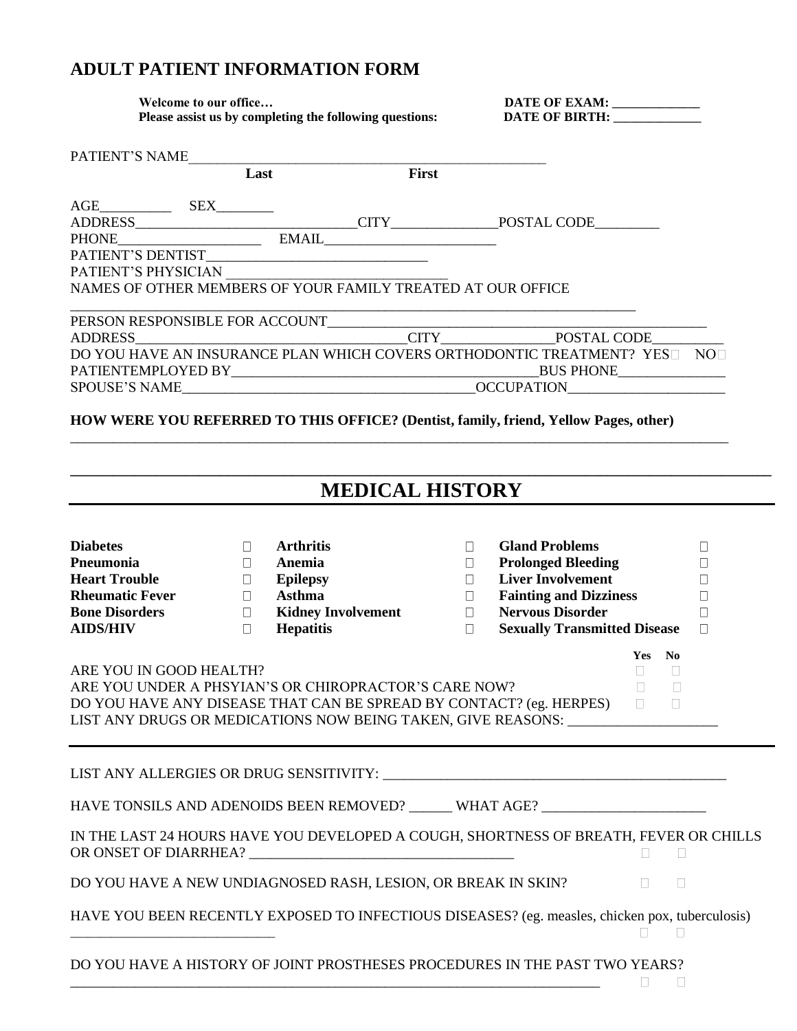# ADULT PATIENT INFORMATION FORM

**Welcome to our office…**
**Please assist us by completing the following questions:**

**DATE OF EXAM: _____________**
**DATE OF BIRTH: _____________**

PATIENT'S NAME_____________________________________________________
**Last** **First**

AGE__________ SEX________
ADDRESS_______________________________CITY_______________POSTAL CODE_________
PHONE_____________________ EMAIL_________________________
PATIENT'S DENTIST_______________________________
PATIENT'S PHYSICIAN _______________________________
NAMES OF OTHER MEMBERS OF YOUR FAMILY TREATED AT OUR OFFICE
___________________________________________________________________________
PERSON RESPONSIBLE FOR ACCOUNT_____________________________________________________
ADDRESS_______________________________________CITY_______________POSTAL CODE__________
DO YOU HAVE AN INSURANCE PLAN WHICH COVERS ORTHODONTIC TREATMENT? YES☐ NO☐
PATIENTEMPLOYED BY___________________________________________BUS PHONE_______________
SPOUSE'S NAME________________________________________OCCUPATION_____________________

**HOW WERE YOU REFERRED TO THIS OFFICE? (Dentist, family, friend, Yellow Pages, other)**
___________________________________________________________________________

## MEDICAL HISTORY

| | | | | | |
|---|---|---|---|---|---|
| **Diabetes** | ☐ | **Arthritis** | ☐ | **Gland Problems** | ☐ |
| **Pneumonia** | ☐ | **Anemia** | ☐ | **Prolonged Bleeding** | ☐ |
| **Heart Trouble** | ☐ | **Epilepsy** | ☐ | **Liver Involvement** | ☐ |
| **Rheumatic Fever** | ☐ | **Asthma** | ☐ | **Fainting and Dizziness** | ☐ |
| **Bone Disorders** | ☐ | **Kidney Involvement** | ☐ | **Nervous Disorder** | ☐ |
| **AIDS/HIV** | ☐ | **Hepatitis** | ☐ | **Sexually Transmitted Disease** | ☐ |

| | **Yes** | **No** |
|---|---|---|
| ARE YOU IN GOOD HEALTH? | ☐ | ☐ |
| ARE YOU UNDER A PHSYIAN'S OR CHIROPRACTOR'S CARE NOW? | ☐ | ☐ |
| DO YOU HAVE ANY DISEASE THAT CAN BE SPREAD BY CONTACT? (eg. HERPES) | ☐ | ☐ |

LIST ANY DRUGS OR MEDICATIONS NOW BEING TAKEN, GIVE REASONS: _____________________

LIST ANY ALLERGIES OR DRUG SENSITIVITY: __________________________________________________

HAVE TONSILS AND ADENOIDS BEEN REMOVED? ______ WHAT AGE? _______________________

IN THE LAST 24 HOURS HAVE YOU DEVELOPED A COUGH, SHORTNESS OF BREATH, FEVER OR CHILLS OR ONSET OF DIARRHEA? _____________________________________ ☐ ☐

DO YOU HAVE A NEW UNDIAGNOSED RASH, LESION, OR BREAK IN SKIN? ☐ ☐

HAVE YOU BEEN RECENTLY EXPOSED TO INFECTIOUS DISEASES? (eg. measles, chicken pox, tuberculosis)
____________________________ ☐ ☐

DO YOU HAVE A HISTORY OF JOINT PROSTHESES PROCEDURES IN THE PAST TWO YEARS?
_____________________________________________________________________________ ☐ ☐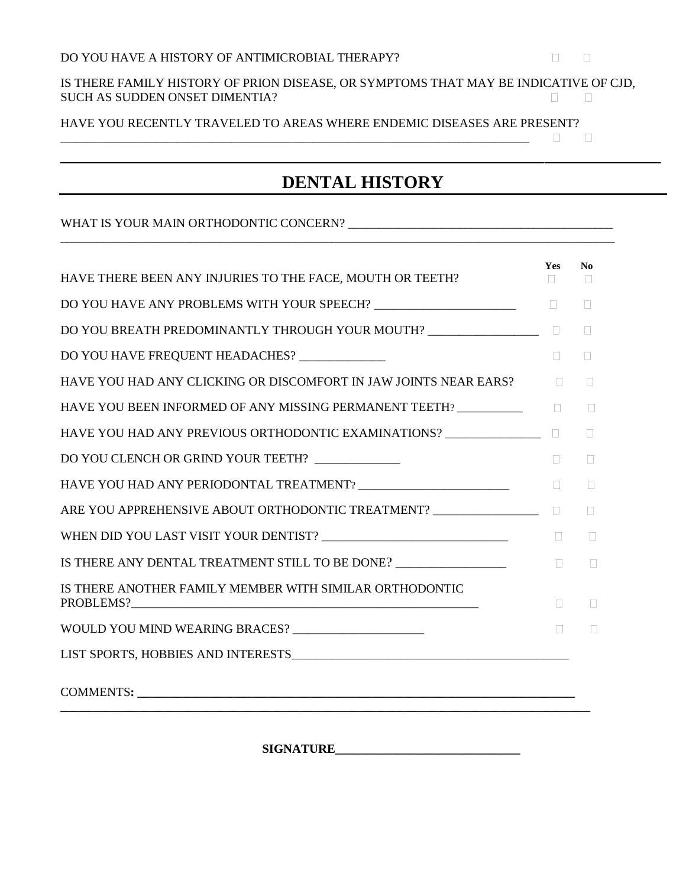DO YOU HAVE A HISTORY OF ANTIMICROBIAL THERAPY? ☐ ☐

IS THERE FAMILY HISTORY OF PRION DISEASE, OR SYMPTOMS THAT MAY BE INDICATIVE OF CJD, SUCH AS SUDDEN ONSET DIMENTIA? ☐ ☐

HAVE YOU RECENTLY TRAVELED TO AREAS WHERE ENDEMIC DISEASES ARE PRESENT?
______________________________________________________________________________ ☐ ☐

---

# DENTAL HISTORY

WHAT IS YOUR MAIN ORTHODONTIC CONCERN? ____________________________________________
_____________________________________________________________________________________________

| | Yes | No |
|---|---|---|
| HAVE THERE BEEN ANY INJURIES TO THE FACE, MOUTH OR TEETH? | ☐ | ☐ |
| DO YOU HAVE ANY PROBLEMS WITH YOUR SPEECH? _______________________ | ☐ | ☐ |
| DO YOU BREATH PREDOMINANTLY THROUGH YOUR MOUTH? _________________ | ☐ | ☐ |
| DO YOU HAVE FREQUENT HEADACHES? ______________ | ☐ | ☐ |
| HAVE YOU HAD ANY CLICKING OR DISCOMFORT IN JAW JOINTS NEAR EARS? | ☐ | ☐ |
| HAVE YOU BEEN INFORMED OF ANY MISSING PERMANENT TEETH? __________ | ☐ | ☐ |
| HAVE YOU HAD ANY PREVIOUS ORTHODONTIC EXAMINATIONS? _______________ | ☐ | ☐ |
| DO YOU CLENCH OR GRIND YOUR TEETH? ______________ | ☐ | ☐ |
| HAVE YOU HAD ANY PERIODONTAL TREATMENT? ________________________ | ☐ | ☐ |
| ARE YOU APPREHENSIVE ABOUT ORTHODONTIC TREATMENT? ________________ | ☐ | ☐ |
| WHEN DID YOU LAST VISIT YOUR DENTIST? ______________________________ | ☐ | ☐ |
| IS THERE ANY DENTAL TREATMENT STILL TO BE DONE? __________________ | ☐ | ☐ |
| IS THERE ANOTHER FAMILY MEMBER WITH SIMILAR ORTHODONTIC PROBLEMS?__________________________________________________________ | ☐ | ☐ |
| WOULD YOU MIND WEARING BRACES? _____________________ | ☐ | ☐ |

LIST SPORTS, HOBBIES AND INTERESTS____________________________________________

COMMENTS: __________________________________________________________________________
_____________________________________________________________________________________

**SIGNATURE______________________________**